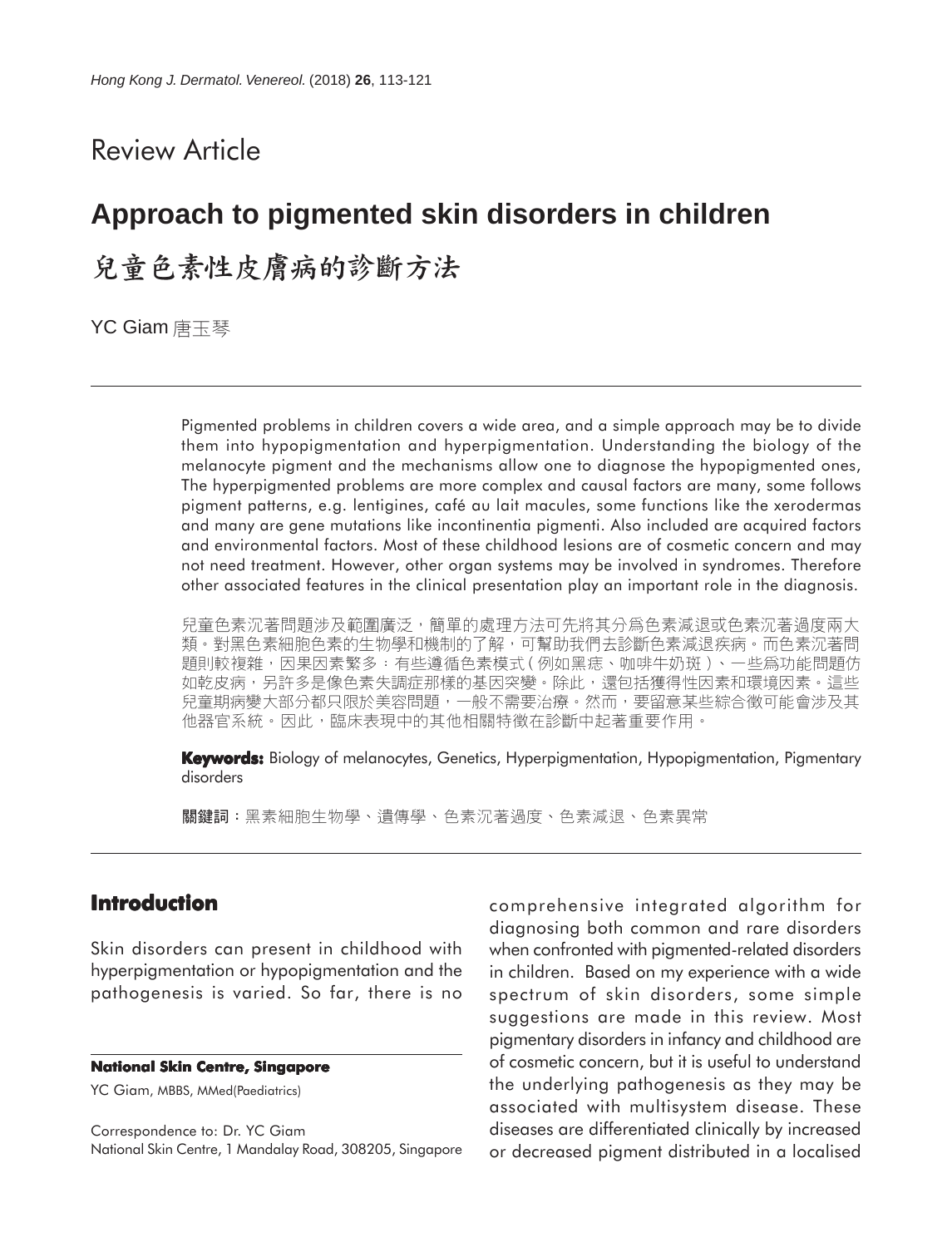## Review Article

# Approach to pigmented skin disorders in children

# 兒童色素性皮膚病的診斷方法

YC Giam 唐玉琴

Pigmented problems in children covers a wide area, and a simple approach may be to divide them into hypopigmentation and hyperpigmentation. Understanding the biology of the melanocyte pigment and the mechanisms allow one to diagnose the hypopigmented ones, The hyperpigmented problems are more complex and causal factors are many, some follows pigment patterns, e.g. lentigines, café au lait macules, some functions like the xerodermas and many are gene mutations like incontinentia pigmenti. Also included are acquired factors and environmental factors. Most of these childhood lesions are of cosmetic concern and may not need treatment. However, other organ systems may be involved in syndromes. Therefore other associated features in the clinical presentation play an important role in the diagnosis.

兒童色素沉著問題涉及範圍廣泛，簡單的處理方法可先將其分爲色素減退或色素沉著過度兩大類。對黑色素細胞色素的生物學和機制的了解，可幫助我們去診斷色素減退疾病。而色素沉著問題則較複雜，因果因素繁多：有些遵循色素模式(例如黑痣、咖啡牛奶斑)、一些爲功能問題仿如乾皮病，另許多是像色素失調症那樣的基因突變。除此，還包括獲得性因素和環境因素。這些兒童期病變大部分都只限於美容問題，一般不需要治療。然而，要留意某些綜合徵可能會涉及其他器官系統。因此，臨床表現中的其他相關特徵在診斷中起著重要作用。

**Keywords:** Biology of melanocytes, Genetics, Hyperpigmentation, Hypopigmentation, Pigmentary disorders

**關鍵詞**：黑素細胞生物學、遺傳學、色素沉著過度、色素減退、色素異常

## Introduction

Skin disorders can present in childhood with hyperpigmentation or hypopigmentation and the pathogenesis is varied. So far, there is no comprehensive integrated algorithm for diagnosing both common and rare disorders when confronted with pigmented-related disorders in children. Based on my experience with a wide spectrum of skin disorders, some simple suggestions are made in this review. Most pigmentary disorders in infancy and childhood are of cosmetic concern, but it is useful to understand the underlying pathogenesis as they may be associated with multisystem disease. These diseases are differentiated clinically by increased or decreased pigment distributed in a localised

**National Skin Centre, Singapore**

YC Giam, MBBS, MMed(Paediatrics)

Correspondence to: Dr. YC Giam
National Skin Centre, 1 Mandalay Road, 308205, Singapore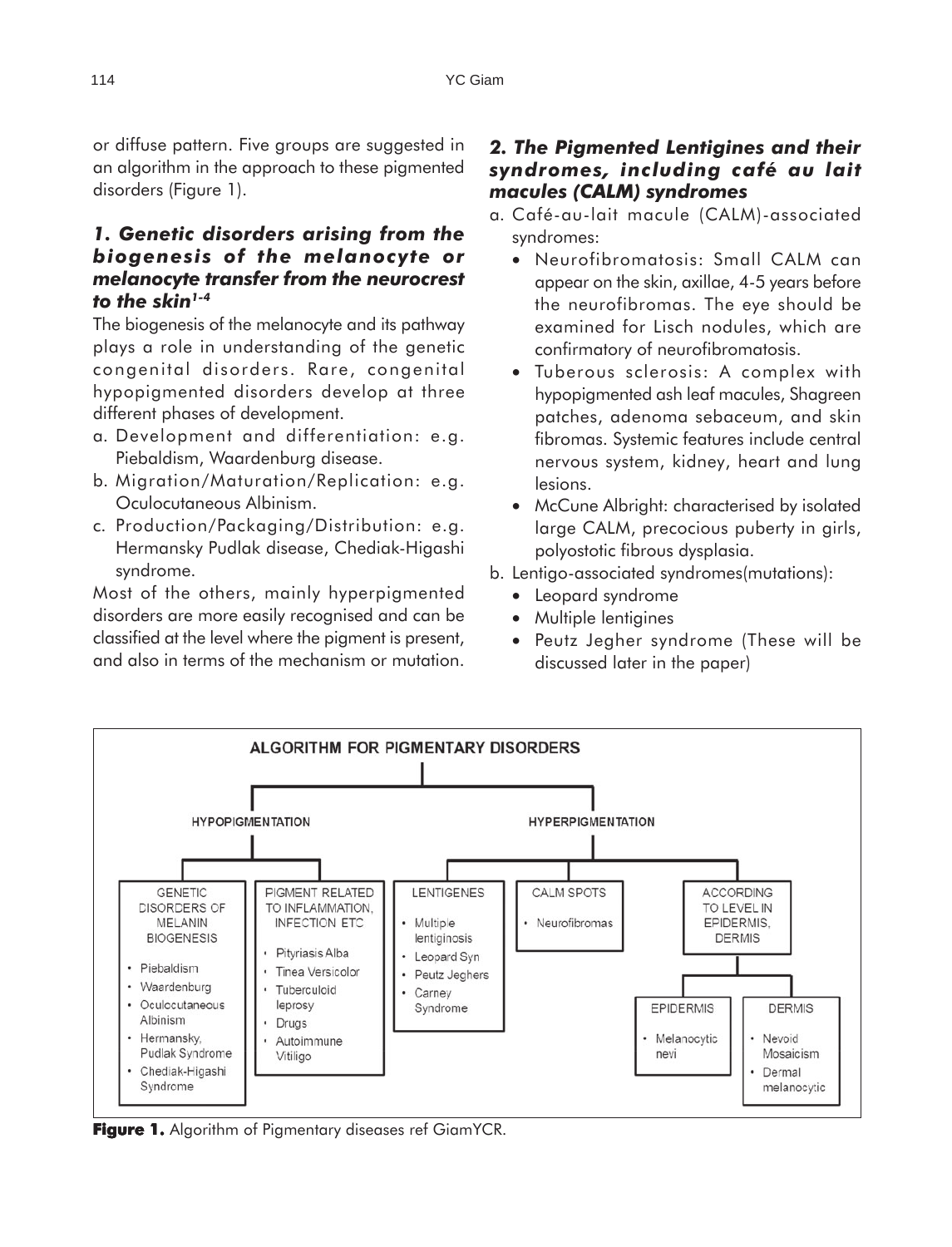or diffuse pattern. Five groups are suggested in an algorithm in the approach to these pigmented disorders (Figure 1).

### *1. Genetic disorders arising from the biogenesis of the melanocyte or melanocyte transfer from the neurocrest to the skin[1-4]*

The biogenesis of the melanocyte and its pathway plays a role in understanding of the genetic congenital disorders. Rare, congenital hypopigmented disorders develop at three different phases of development.

a. Development and differentiation: e.g. Piebaldism, Waardenburg disease.
b. Migration/Maturation/Replication: e.g. Oculocutaneous Albinism.
c. Production/Packaging/Distribution: e.g. Hermansky Pudlak disease, Chediak-Higashi syndrome.

Most of the others, mainly hyperpigmented disorders are more easily recognised and can be classified at the level where the pigment is present, and also in terms of the mechanism or mutation.

### *2. The Pigmented Lentigines and their syndromes, including café au lait macules (CALM) syndromes*

a. Café-au-lait macule (CALM)-associated syndromes:
   - Neurofibromatosis: Small CALM can appear on the skin, axillae, 4-5 years before the neurofibromas. The eye should be examined for Lisch nodules, which are confirmatory of neurofibromatosis.
   - Tuberous sclerosis: A complex with hypopigmented ash leaf macules, Shagreen patches, adenoma sebaceum, and skin fibromas. Systemic features include central nervous system, kidney, heart and lung lesions.
   - McCune Albright: characterised by isolated large CALM, precocious puberty in girls, polyostotic fibrous dysplasia.
b. Lentigo-associated syndromes(mutations):
   - Leopard syndrome
   - Multiple lentigines
   - Peutz Jegher syndrome (These will be discussed later in the paper)

**ALGORITHM FOR PIGMENTARY DISORDERS**

- HYPOPIGMENTATION
  - GENETIC DISORDERS OF MELANIN BIOGENESIS
    - Piebaldism
    - Waardenburg
    - Oculocutaneous Albinism
    - Hermansky, Pudlak Syndrome
    - Chediak-Higashi Syndrome
  - PIGMENT RELATED TO INFLAMMATION, INFECTION ETC
    - Pityriasis Alba
    - Tinea Versicolor
    - Tuberculoid leprosy
    - Drugs
    - Autoimmune Vitiligo
- HYPERPIGMENTATION
  - LENTIGENES
    - Multiple lentiginosis
    - Leopard Syn
    - Peutz Jeghers
    - Carney Syndrome
  - CALM SPOTS
    - Neurofibromas
  - ACCORDING TO LEVEL IN EPIDERMIS, DERMIS
    - EPIDERMIS
      - Melanocytic nevi
    - DERMIS
      - Nevoid Mosaicism
      - Dermal melanocytic

**Figure 1.** Algorithm of Pigmentary diseases ref GiamYCR.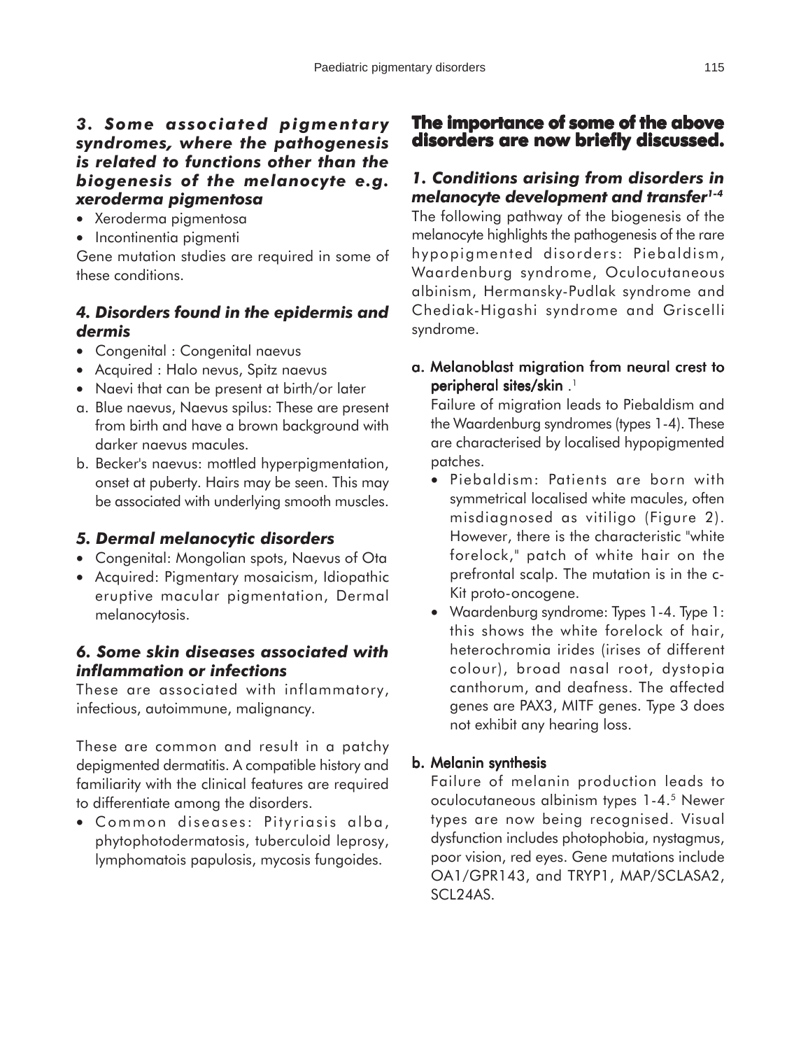### *3. Some associated pigmentary syndromes, where the pathogenesis is related to functions other than the biogenesis of the melanocyte e.g. xeroderma pigmentosa*

- Xeroderma pigmentosa
- Incontinentia pigmenti

Gene mutation studies are required in some of these conditions.

### *4. Disorders found in the epidermis and dermis*

- Congenital : Congenital naevus
- Acquired : Halo nevus, Spitz naevus
- Naevi that can be present at birth/or later

a. Blue naevus, Naevus spilus: These are present from birth and have a brown background with darker naevus macules.

b. Becker's naevus: mottled hyperpigmentation, onset at puberty. Hairs may be seen. This may be associated with underlying smooth muscles.

### *5. Dermal melanocytic disorders*

- Congenital: Mongolian spots, Naevus of Ota
- Acquired: Pigmentary mosaicism, Idiopathic eruptive macular pigmentation, Dermal melanocytosis.

### *6. Some skin diseases associated with inflammation or infections*

These are associated with inflammatory, infectious, autoimmune, malignancy.

These are common and result in a patchy depigmented dermatitis. A compatible history and familiarity with the clinical features are required to differentiate among the disorders.

- Common diseases: Pityriasis alba, phytophotodermatosis, tuberculoid leprosy, lymphomatois papulosis, mycosis fungoides.

## The importance of some of the above disorders are now briefly discussed.

### *1. Conditions arising from disorders in melanocyte development and transfer[1-4]*

The following pathway of the biogenesis of the melanocyte highlights the pathogenesis of the rare hypopigmented disorders: Piebaldism, Waardenburg syndrome, Oculocutaneous albinism, Hermansky-Pudlak syndrome and Chediak-Higashi syndrome and Griscelli syndrome.

**a. Melanoblast migration from neural crest to peripheral sites/skin** .[1]

Failure of migration leads to Piebaldism and the Waardenburg syndromes (types 1-4). These are characterised by localised hypopigmented patches.

- Piebaldism: Patients are born with symmetrical localised white macules, often misdiagnosed as vitiligo (Figure 2). However, there is the characteristic "white forelock," patch of white hair on the prefrontal scalp. The mutation is in the c-Kit proto-oncogene.
- Waardenburg syndrome: Types 1-4. Type 1: this shows the white forelock of hair, heterochromia irides (irises of different colour), broad nasal root, dystopia canthorum, and deafness. The affected genes are PAX3, MITF genes. Type 3 does not exhibit any hearing loss.

**b. Melanin synthesis**

Failure of melanin production leads to oculocutaneous albinism types 1-4.[5] Newer types are now being recognised. Visual dysfunction includes photophobia, nystagmus, poor vision, red eyes. Gene mutations include OA1/GPR143, and TRYP1, MAP/SCLASA2, SCL24AS.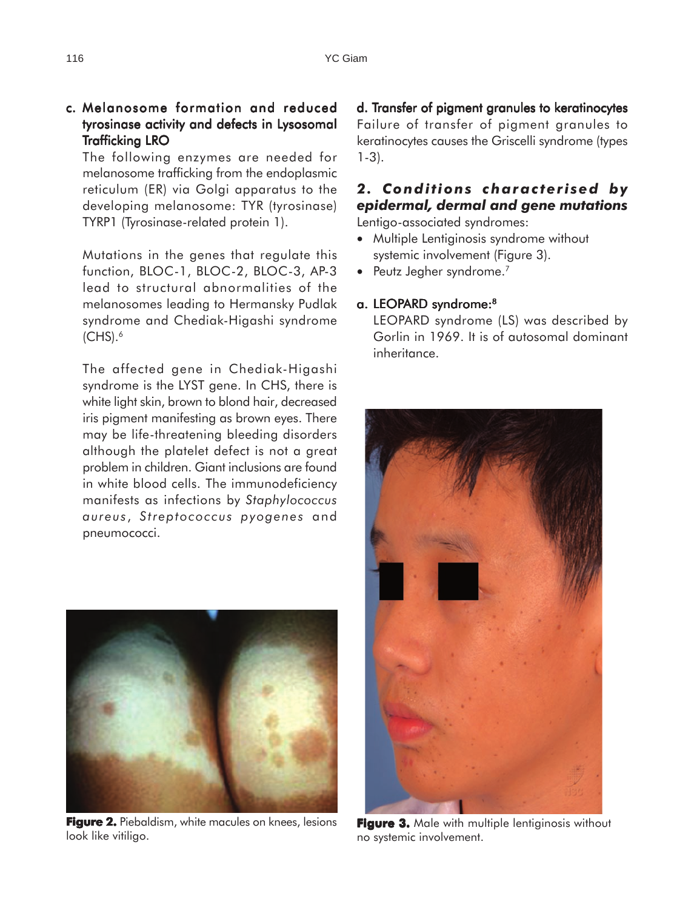### c. Melanosome formation and reduced tyrosinase activity and defects in Lysosomal Trafficking LRO

The following enzymes are needed for melanosome trafficking from the endoplasmic reticulum (ER) via Golgi apparatus to the developing melanosome: TYR (tyrosinase) TYRP1 (Tyrosinase-related protein 1).

Mutations in the genes that regulate this function, BLOC-1, BLOC-2, BLOC-3, AP-3 lead to structural abnormalities of the melanosomes leading to Hermansky Pudlak syndrome and Chediak-Higashi syndrome (CHS).[6]

The affected gene in Chediak-Higashi syndrome is the LYST gene. In CHS, there is white light skin, brown to blond hair, decreased iris pigment manifesting as brown eyes. There may be life-threatening bleeding disorders although the platelet defect is not a great problem in children. Giant inclusions are found in white blood cells. The immunodeficiency manifests as infections by *Staphylococcus aureus*, *Streptococcus pyogenes* and pneumococci.

**Figure 2.** Piebaldism, white macules on knees, lesions look like vitiligo.

### d. Transfer of pigment granules to keratinocytes

Failure of transfer of pigment granules to keratinocytes causes the Griscelli syndrome (types 1-3).

## 2. Conditions characterised by epidermal, dermal and gene mutations

Lentigo-associated syndromes:

- Multiple Lentiginosis syndrome without systemic involvement (Figure 3).
- Peutz Jegher syndrome.[7]

### a. LEOPARD syndrome:[8]

LEOPARD syndrome (LS) was described by Gorlin in 1969. It is of autosomal dominant inheritance.

**Figure 3.** Male with multiple lentiginosis without no systemic involvement.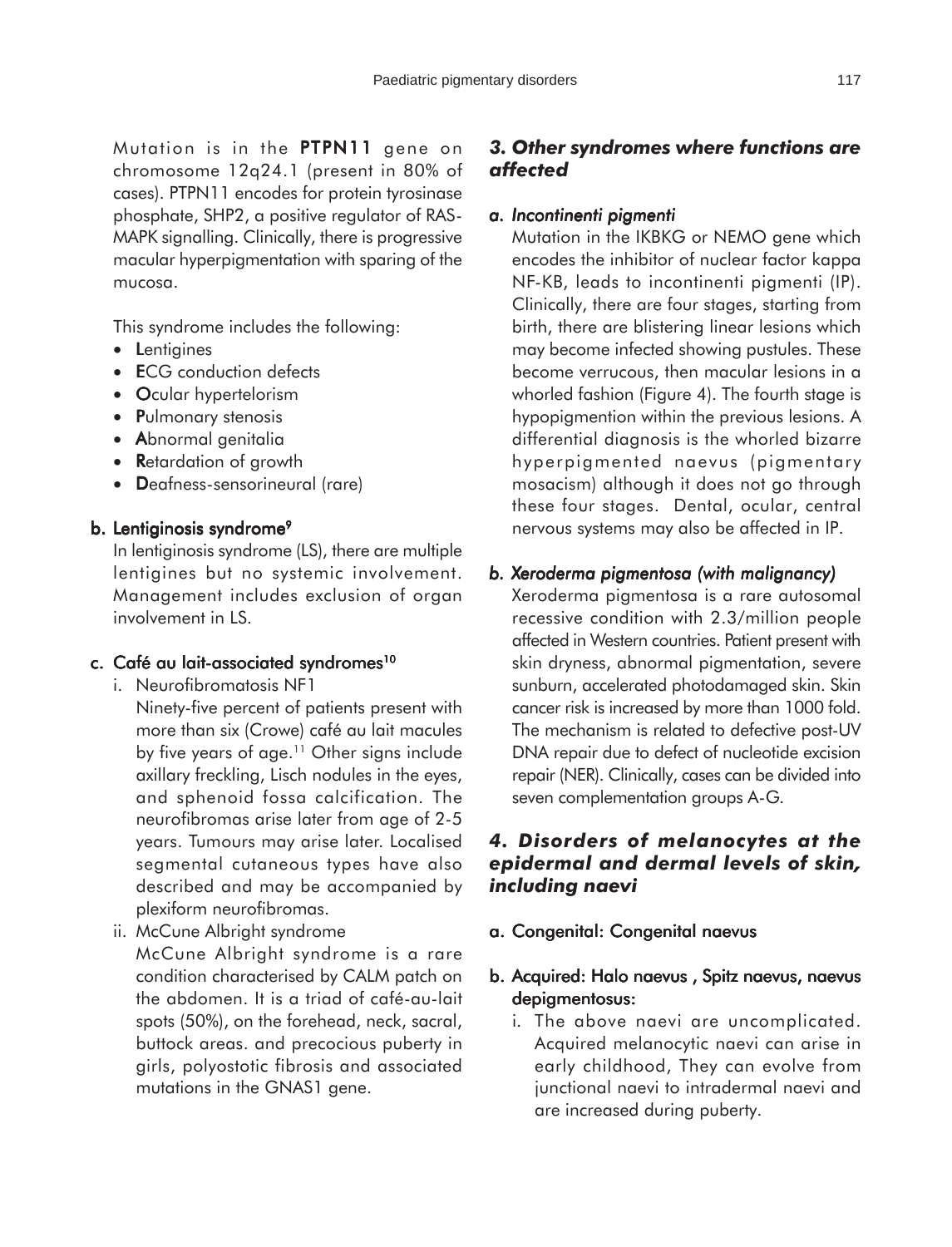Mutation is in the **PTPN11** gene on chromosome 12q24.1 (present in 80% of cases). PTPN11 encodes for protein tyrosinase phosphate, SHP2, a positive regulator of RAS-MAPK signalling. Clinically, there is progressive macular hyperpigmentation with sparing of the mucosa.

This syndrome includes the following:

- **L**entigines
- **E**CG conduction defects
- **O**cular hypertelorism
- **P**ulmonary stenosis
- **A**bnormal genitalia
- **R**etardation of growth
- **D**eafness-sensorineural (rare)

**b. Lentiginosis syndrome[9]**

In lentiginosis syndrome (LS), there are multiple lentigines but no systemic involvement. Management includes exclusion of organ involvement in LS.

**c. Café au lait-associated syndromes[10]**

i. Neurofibromatosis NF1

Ninety-five percent of patients present with more than six (Crowe) café au lait macules by five years of age.[11] Other signs include axillary freckling, Lisch nodules in the eyes, and sphenoid fossa calcification. The neurofibromas arise later from age of 2-5 years. Tumours may arise later. Localised segmental cutaneous types have also described and may be accompanied by plexiform neurofibromas.

ii. McCune Albright syndrome

McCune Albright syndrome is a rare condition characterised by CALM patch on the abdomen. It is a triad of café-au-lait spots (50%), on the forehead, neck, sacral, buttock areas. and precocious puberty in girls, polyostotic fibrosis and associated mutations in the GNAS1 gene.

### *3. Other syndromes where functions are affected*

***a. Incontinenti pigmenti***

Mutation in the IKBKG or NEMO gene which encodes the inhibitor of nuclear factor kappa NF-KB, leads to incontinenti pigmenti (IP). Clinically, there are four stages, starting from birth, there are blistering linear lesions which may become infected showing pustules. These become verrucous, then macular lesions in a whorled fashion (Figure 4). The fourth stage is hypopigmention within the previous lesions. A differential diagnosis is the whorled bizarre hyperpigmented naevus (pigmentary mosacism) although it does not go through these four stages. Dental, ocular, central nervous systems may also be affected in IP.

***b. Xeroderma pigmentosa (with malignancy)***

Xeroderma pigmentosa is a rare autosomal recessive condition with 2.3/million people affected in Western countries. Patient present with skin dryness, abnormal pigmentation, severe sunburn, accelerated photodamaged skin. Skin cancer risk is increased by more than 1000 fold. The mechanism is related to defective post-UV DNA repair due to defect of nucleotide excision repair (NER). Clinically, cases can be divided into seven complementation groups A-G.

### *4. Disorders of melanocytes at the epidermal and dermal levels of skin, including naevi*

**a. Congenital: Congenital naevus**

**b. Acquired: Halo naevus , Spitz naevus, naevus depigmentosus:**

i. The above naevi are uncomplicated. Acquired melanocytic naevi can arise in early childhood, They can evolve from junctional naevi to intradermal naevi and are increased during puberty.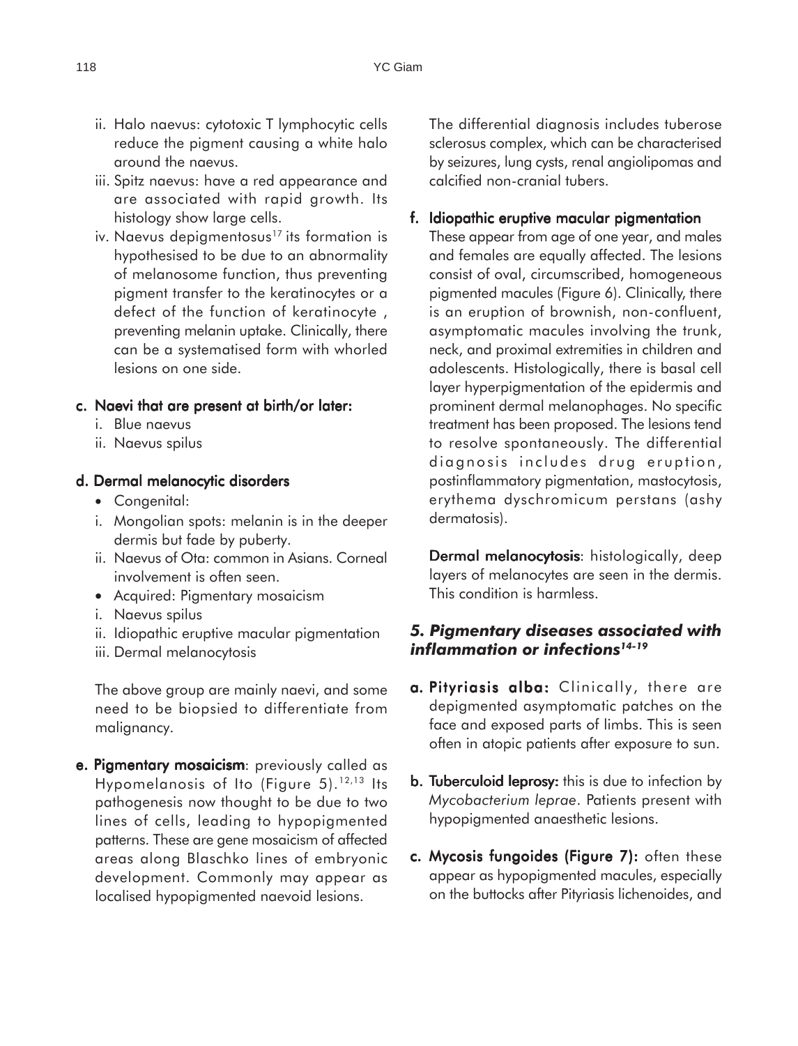ii. Halo naevus: cytotoxic T lymphocytic cells reduce the pigment causing a white halo around the naevus.

iii. Spitz naevus: have a red appearance and are associated with rapid growth. Its histology show large cells.

iv. Naevus depigmentosus[17] its formation is hypothesised to be due to an abnormality of melanosome function, thus preventing pigment transfer to the keratinocytes or a defect of the function of keratinocyte , preventing melanin uptake. Clinically, there can be a systematised form with whorled lesions on one side.

**c. Naevi that are present at birth/or later:**

i. Blue naevus
ii. Naevus spilus

**d. Dermal melanocytic disorders**

- Congenital:

i. Mongolian spots: melanin is in the deeper dermis but fade by puberty.
ii. Naevus of Ota: common in Asians. Corneal involvement is often seen.

- Acquired: Pigmentary mosaicism

i. Naevus spilus
ii. Idiopathic eruptive macular pigmentation
iii. Dermal melanocytosis

The above group are mainly naevi, and some need to be biopsied to differentiate from malignancy.

**e. Pigmentary mosaicism**: previously called as Hypomelanosis of Ito (Figure 5).[12,13] Its pathogenesis now thought to be due to two lines of cells, leading to hypopigmented patterns. These are gene mosaicism of affected areas along Blaschko lines of embryonic development. Commonly may appear as localised hypopigmented naevoid lesions.

The differential diagnosis includes tuberose sclerosus complex, which can be characterised by seizures, lung cysts, renal angiolipomas and calcified non-cranial tubers.

**f. Idiopathic eruptive macular pigmentation**

These appear from age of one year, and males and females are equally affected. The lesions consist of oval, circumscribed, homogeneous pigmented macules (Figure 6). Clinically, there is an eruption of brownish, non-confluent, asymptomatic macules involving the trunk, neck, and proximal extremities in children and adolescents. Histologically, there is basal cell layer hyperpigmentation of the epidermis and prominent dermal melanophages. No specific treatment has been proposed. The lesions tend to resolve spontaneously. The differential diagnosis includes drug eruption, postinflammatory pigmentation, mastocytosis, erythema dyschromicum perstans (ashy dermatosis).

**Dermal melanocytosis**: histologically, deep layers of melanocytes are seen in the dermis. This condition is harmless.

### *5. Pigmentary diseases associated with inflammation or infections[14-19]*

**a. Pityriasis alba:** Clinically, there are depigmented asymptomatic patches on the face and exposed parts of limbs. This is seen often in atopic patients after exposure to sun.

**b. Tuberculoid leprosy:** this is due to infection by *Mycobacterium leprae*. Patients present with hypopigmented anaesthetic lesions.

**c. Mycosis fungoides (Figure 7):** often these appear as hypopigmented macules, especially on the buttocks after Pityriasis lichenoides, and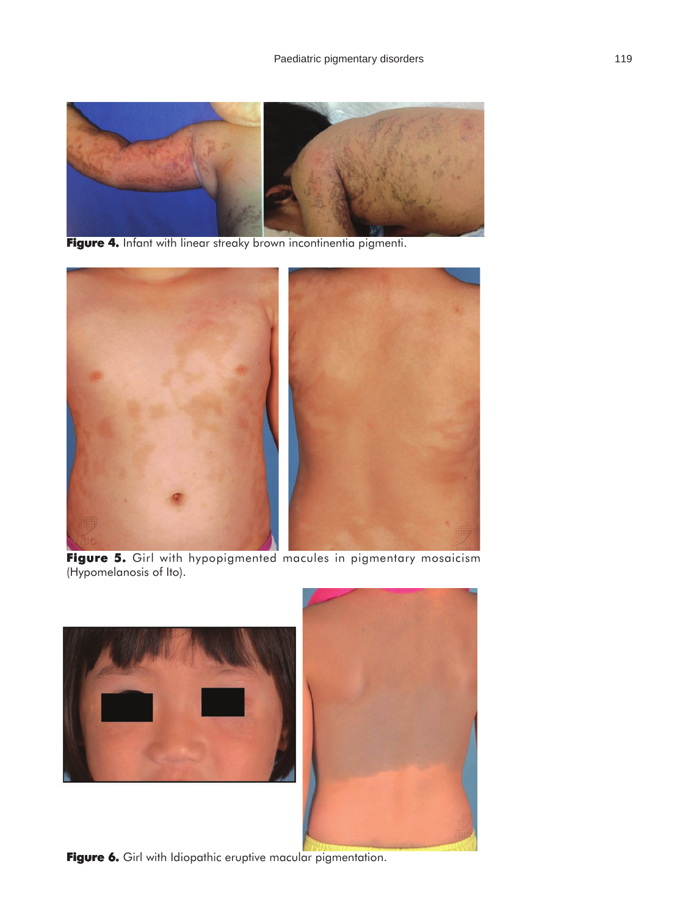**Figure 4.** Infant with linear streaky brown incontinentia pigmenti.

**Figure 5.** Girl with hypopigmented macules in pigmentary mosaicism (Hypomelanosis of Ito).

**Figure 6.** Girl with Idiopathic eruptive macular pigmentation.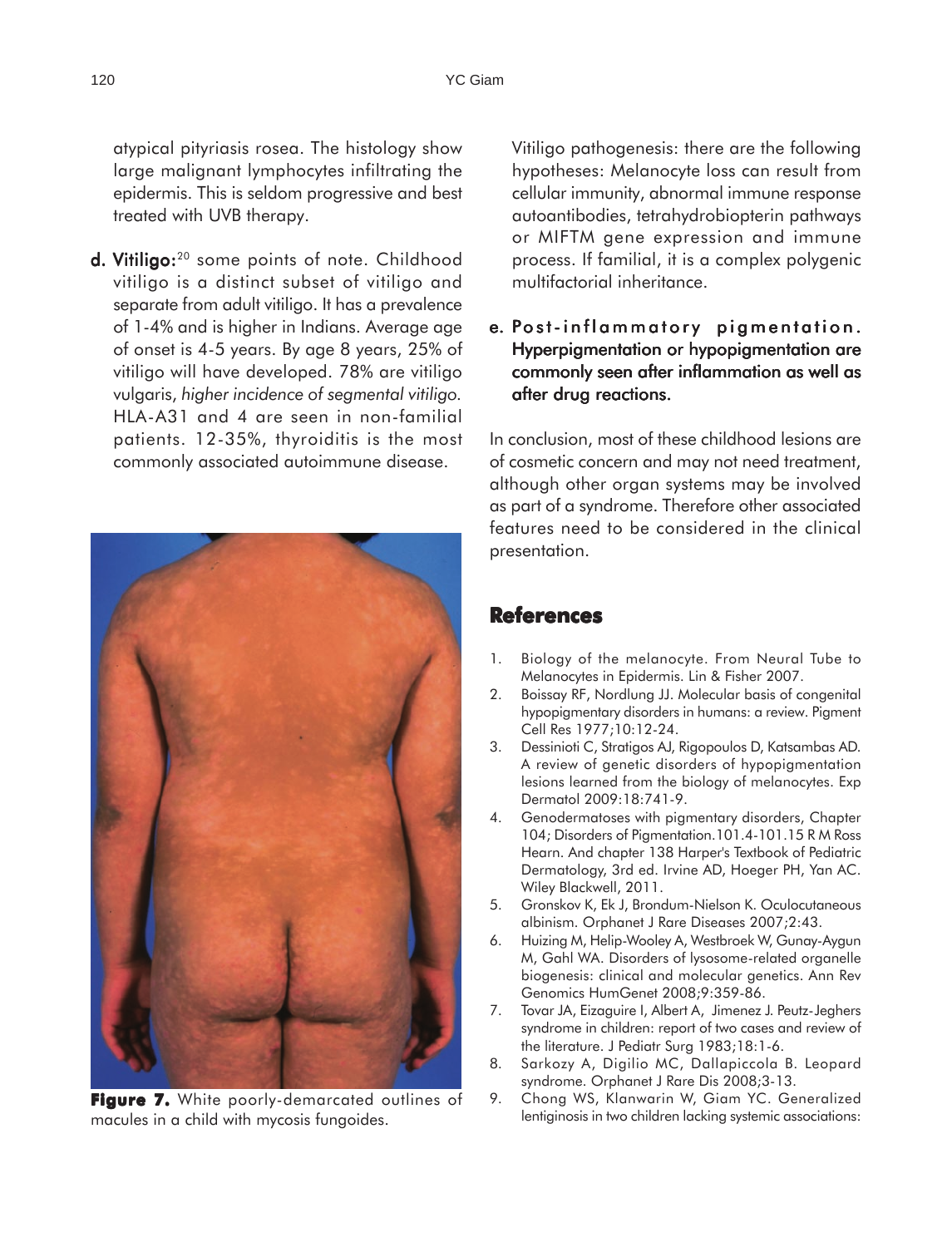atypical pityriasis rosea. The histology show large malignant lymphocytes infiltrating the epidermis. This is seldom progressive and best treated with UVB therapy.

**d. Vitiligo:**[20] some points of note. Childhood vitiligo is a distinct subset of vitiligo and separate from adult vitiligo. It has a prevalence of 1-4% and is higher in Indians. Average age of onset is 4-5 years. By age 8 years, 25% of vitiligo will have developed. 78% are vitiligo vulgaris, *higher incidence of segmental vitiligo.* HLA-A31 and 4 are seen in non-familial patients. 12-35%, thyroiditis is the most commonly associated autoimmune disease.

**Figure 7.** White poorly-demarcated outlines of macules in a child with mycosis fungoides.

Vitiligo pathogenesis: there are the following hypotheses: Melanocyte loss can result from cellular immunity, abnormal immune response autoantibodies, tetrahydrobiopterin pathways or MIFTM gene expression and immune process. If familial, it is a complex polygenic multifactorial inheritance.

**e. Post-inflammatory pigmentation. Hyperpigmentation or hypopigmentation are commonly seen after inflammation as well as after drug reactions.**

In conclusion, most of these childhood lesions are of cosmetic concern and may not need treatment, although other organ systems may be involved as part of a syndrome. Therefore other associated features need to be considered in the clinical presentation.

## References

1. Biology of the melanocyte. From Neural Tube to Melanocytes in Epidermis. Lin & Fisher 2007.
2. Boissay RF, Nordlung JJ. Molecular basis of congenital hypopigmentary disorders in humans: a review. Pigment Cell Res 1977;10:12-24.
3. Dessinioti C, Stratigos AJ, Rigopoulos D, Katsambas AD. A review of genetic disorders of hypopigmentation lesions learned from the biology of melanocytes. Exp Dermatol 2009:18:741-9.
4. Genodermatoses with pigmentary disorders, Chapter 104; Disorders of Pigmentation.101.4-101.15 R M Ross Hearn. And chapter 138 Harper's Textbook of Pediatric Dermatology, 3rd ed. Irvine AD, Hoeger PH, Yan AC. Wiley Blackwell, 2011.
5. Gronskov K, Ek J, Brondum-Nielson K. Oculocutaneous albinism. Orphanet J Rare Diseases 2007;2:43.
6. Huizing M, Helip-Wooley A, Westbroek W, Gunay-Aygun M, Gahl WA. Disorders of lysosome-related organelle biogenesis: clinical and molecular genetics. Ann Rev Genomics HumGenet 2008;9:359-86.
7. Tovar JA, Eizaguire I, Albert A, Jimenez J. Peutz-Jeghers syndrome in children: report of two cases and review of the literature. J Pediatr Surg 1983;18:1-6.
8. Sarkozy A, Digilio MC, Dallapiccola B. Leopard syndrome. Orphanet J Rare Dis 2008;3-13.
9. Chong WS, Klanwarin W, Giam YC. Generalized lentiginosis in two children lacking systemic associations: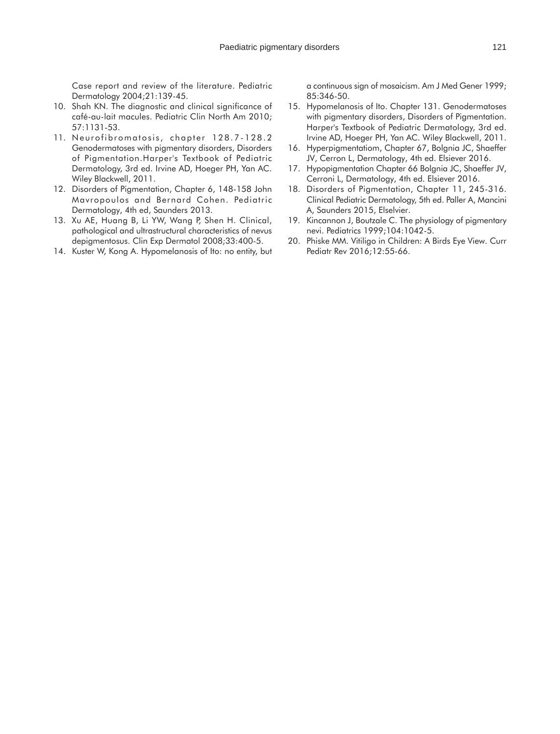Case report and review of the literature. Pediatric Dermatology 2004;21:139-45.

10. Shah KN. The diagnostic and clinical significance of café-au-lait macules. Pediatric Clin North Am 2010; 57:1131-53.
11. Neurofibromatosis, chapter 128.7-128.2 Genodermatoses with pigmentary disorders, Disorders of Pigmentation.Harper's Textbook of Pediatric Dermatology, 3rd ed. Irvine AD, Hoeger PH, Yan AC. Wiley Blackwell, 2011.
12. Disorders of Pigmentation, Chapter 6, 148-158 John Mavropoulos and Bernard Cohen. Pediatric Dermatology, 4th ed, Saunders 2013.
13. Xu AE, Huang B, Li YW, Wang P, Shen H. Clinical, pathological and ultrastructural characteristics of nevus depigmentosus. Clin Exp Dermatol 2008;33:400-5.
14. Kuster W, Kong A. Hypomelanosis of Ito: no entity, but a continuous sign of mosaicism. Am J Med Gener 1999; 85:346-50.
15. Hypomelanosis of Ito. Chapter 131. Genodermatoses with pigmentary disorders, Disorders of Pigmentation. Harper's Textbook of Pediatric Dermatology, 3rd ed. Irvine AD, Hoeger PH, Yan AC. Wiley Blackwell, 2011.
16. Hyperpigmentatiom, Chapter 67, Bolgnia JC, Shaeffer JV, Cerron L, Dermatology, 4th ed. Elsiever 2016.
17. Hypopigmentation Chapter 66 Bolgnia JC, Shaeffer JV, Cerroni L, Dermatology, 4th ed. Elsiever 2016.
18. Disorders of Pigmentation, Chapter 11, 245-316. Clinical Pediatric Dermatology, 5th ed. Paller A, Mancini A, Saunders 2015, Elselvier.
19. Kincannon J, Boutzale C. The physiology of pigmentary nevi. Pediatrics 1999;104:1042-5.
20. Phiske MM. Vitiligo in Children: A Birds Eye View. Curr Pediatr Rev 2016;12:55-66.